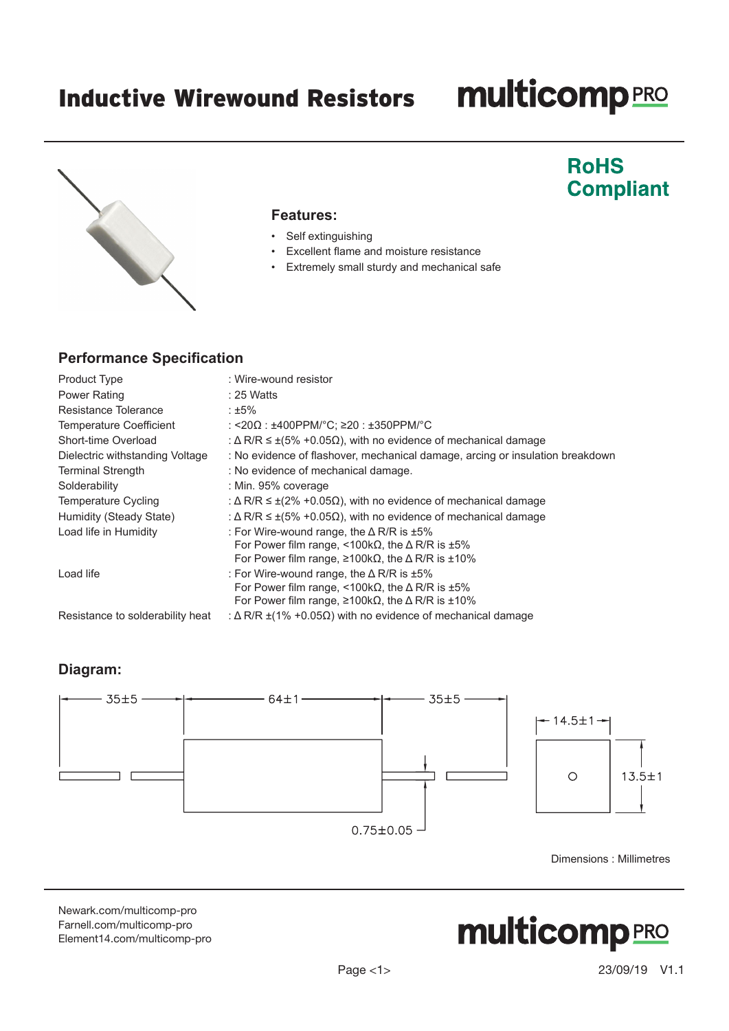# Inductive Wirewound Resistors

multicomp PRO

**RoHS Compliant**

## Features:

- Self extinguishing
- Excellent flame and moisture resistance
- Extremely small sturdy and mechanical safe

## Performance Specification

| | |
|---|---|
| Product Type | : Wire-wound resistor |
| Power Rating | : 25 Watts |
| Resistance Tolerance | : ±5% |
| Temperature Coefficient | : <20Ω : ±400PPM/°C; ≥20 : ±350PPM/°C |
| Short-time Overload | : Δ R/R ≤ ±(5% +0.05Ω), with no evidence of mechanical damage |
| Dielectric withstanding Voltage | : No evidence of flashover, mechanical damage, arcing or insulation breakdown |
| Terminal Strength | : No evidence of mechanical damage. |
| Solderability | : Min. 95% coverage |
| Temperature Cycling | : Δ R/R ≤ ±(2% +0.05Ω), with no evidence of mechanical damage |
| Humidity (Steady State) | : Δ R/R ≤ ±(5% +0.05Ω), with no evidence of mechanical damage |
| Load life in Humidity | : For Wire-wound range, the Δ R/R is ±5%<br>For Power film range, <100kΩ, the Δ R/R is ±5%<br>For Power film range, ≥100kΩ, the Δ R/R is ±10% |
| Load life | : For Wire-wound range, the Δ R/R is ±5%<br>For Power film range, <100kΩ, the Δ R/R is ±5%<br>For Power film range, ≥100kΩ, the Δ R/R is ±10% |
| Resistance to solderability heat | : Δ R/R ±(1% +0.05Ω) with no evidence of mechanical damage |

## Diagram:

35±5 — 64±1 — 35±5

14.5±1

13.5±1

0.75±0.05

Dimensions : Millimetres

Newark.com/multicomp-pro
Farnell.com/multicomp-pro
Element14.com/multicomp-pro

23/09/19 V1.1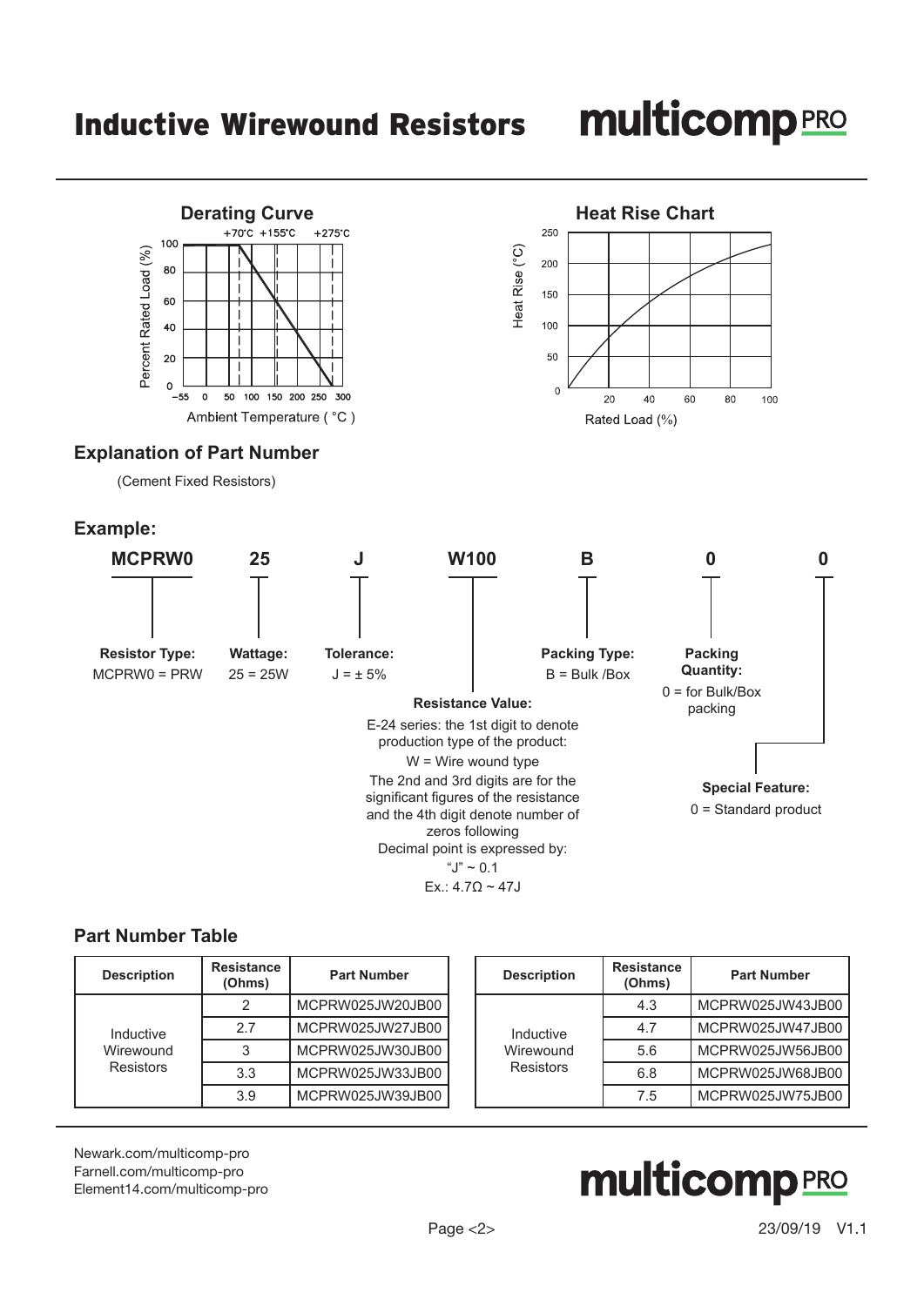## Derating Curve

+70°C +155°C +275°C

Percent Rated Load (%)

Ambient Temperature ( °C )

## Heat Rise Chart

Heat Rise (°C)

Rated Load (%)

## Explanation of Part Number

(Cement Fixed Resistors)

### Example:

**MCPRW0** **25** **J** **W100** **B** **0** **0**

- **Resistor Type:** MCPRW0 = PRW
- **Wattage:** 25 = 25W
- **Tolerance:** J = ± 5%
- **Resistance Value:** E-24 series: the 1st digit to denote production type of the product: W = Wire wound type. The 2nd and 3rd digits are for the significant figures of the resistance and the 4th digit denote number of zeros following. Decimal point is expressed by: "J" ~ 0.1. Ex.: 4.7Ω ~ 47J
- **Packing Type:** B = Bulk /Box
- **Packing Quantity:** 0 = for Bulk/Box packing
- **Special Feature:** 0 = Standard product

## Part Number Table

| Description | Resistance (Ohms) | Part Number |
|---|---|---|
| Inductive Wirewound Resistors | 2 | MCPRW025JW20JB00 |
| | 2.7 | MCPRW025JW27JB00 |
| | 3 | MCPRW025JW30JB00 |
| | 3.3 | MCPRW025JW33JB00 |
| | 3.9 | MCPRW025JW39JB00 |

| Description | Resistance (Ohms) | Part Number |
|---|---|---|
| Inductive Wirewound Resistors | 4.3 | MCPRW025JW43JB00 |
| | 4.7 | MCPRW025JW47JB00 |
| | 5.6 | MCPRW025JW56JB00 |
| | 6.8 | MCPRW025JW68JB00 |
| | 7.5 | MCPRW025JW75JB00 |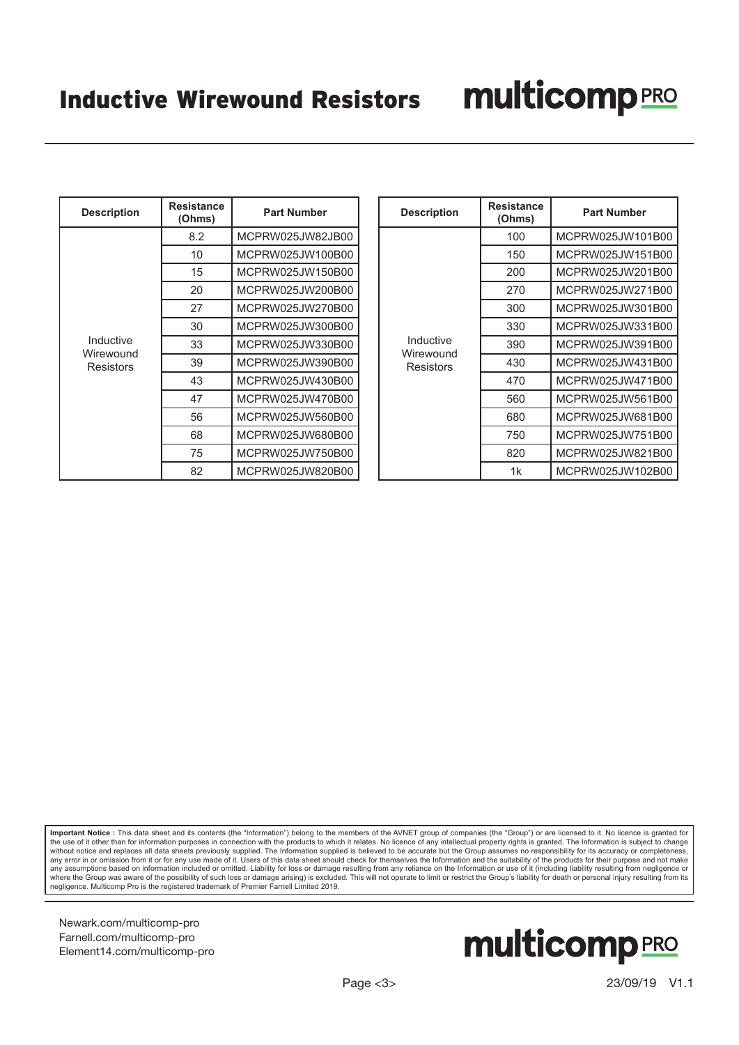| Description | Resistance (Ohms) | Part Number |
|---|---|---|
| Inductive Wirewound Resistors | 8.2 | MCPRW025JW82JB00 |
| | 10 | MCPRW025JW100B00 |
| | 15 | MCPRW025JW150B00 |
| | 20 | MCPRW025JW200B00 |
| | 27 | MCPRW025JW270B00 |
| | 30 | MCPRW025JW300B00 |
| | 33 | MCPRW025JW330B00 |
| | 39 | MCPRW025JW390B00 |
| | 43 | MCPRW025JW430B00 |
| | 47 | MCPRW025JW470B00 |
| | 56 | MCPRW025JW560B00 |
| | 68 | MCPRW025JW680B00 |
| | 75 | MCPRW025JW750B00 |
| | 82 | MCPRW025JW820B00 |

| Description | Resistance (Ohms) | Part Number |
|---|---|---|
| Inductive Wirewound Resistors | 100 | MCPRW025JW101B00 |
| | 150 | MCPRW025JW151B00 |
| | 200 | MCPRW025JW201B00 |
| | 270 | MCPRW025JW271B00 |
| | 300 | MCPRW025JW301B00 |
| | 330 | MCPRW025JW331B00 |
| | 390 | MCPRW025JW391B00 |
| | 430 | MCPRW025JW431B00 |
| | 470 | MCPRW025JW471B00 |
| | 560 | MCPRW025JW561B00 |
| | 680 | MCPRW025JW681B00 |
| | 750 | MCPRW025JW751B00 |
| | 820 | MCPRW025JW821B00 |
| | 1k | MCPRW025JW102B00 |

**Important Notice :** This data sheet and its contents (the "Information") belong to the members of the AVNET group of companies (the "Group") or are licensed to it. No licence is granted for the use of it other than for information purposes in connection with the products to which it relates. No licence of any intellectual property rights is granted. The Information is subject to change without notice and replaces all data sheets previously supplied. The Information supplied is believed to be accurate but the Group assumes no responsibility for its accuracy or completeness, any error in or omission from it or for any use made of it. Users of this data sheet should check for themselves the Information and the suitability of the products for their purpose and not make any assumptions based on information included or omitted. Liability for loss or damage resulting from any reliance on the Information or use of it (including liability resulting from negligence or where the Group was aware of the possibility of such loss or damage arising) is excluded. This will not operate to limit or restrict the Group's liability for death or personal injury resulting from its negligence. Multicomp Pro is the registered trademark of Premier Farnell Limited 2019.

Newark.com/multicomp-pro
Farnell.com/multicomp-pro
Element14.com/multicomp-pro

23/09/19 V1.1